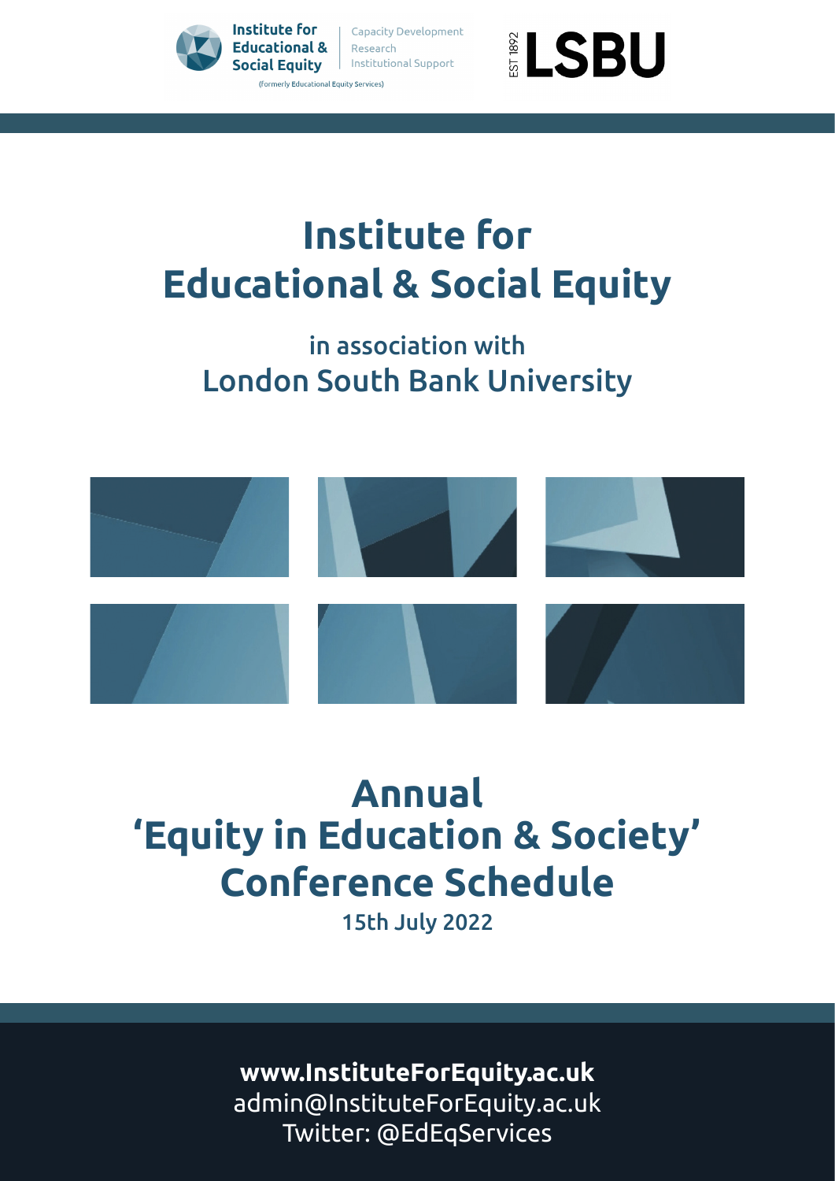Institute for Educational & Social Equity

Capacity Development
Research
Institutional Support

(Formerly Educational Equity Services)

EST 1892 LSBU

# Institute for Educational & Social Equity

## in association with London South Bank University

# Annual 'Equity in Education & Society' Conference Schedule

15th July 2022

**www.InstituteForEquity.ac.uk**
admin@InstituteForEquity.ac.uk
Twitter: @EdEqServices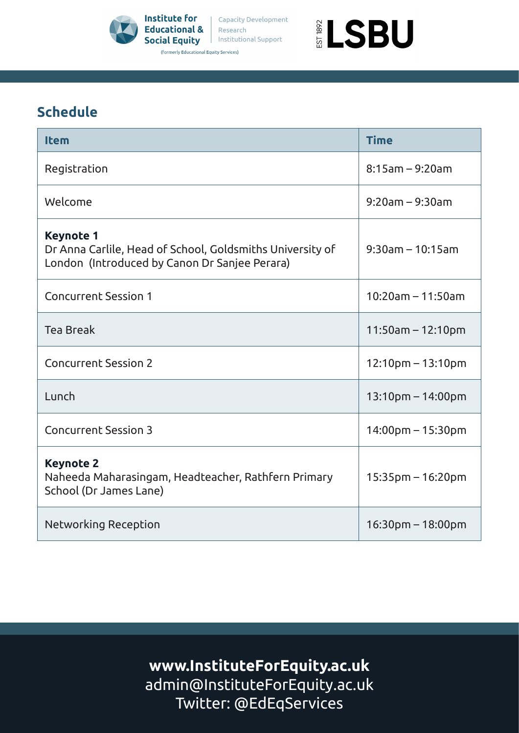Institute for Educational & Social Equity
Capacity Development
Research
Institutional Support
(Formerly Educational Equity Services)

EST 1892 LSBU

## Schedule

| Item | Time |
|---|---|
| Registration | 8:15am – 9:20am |
| Welcome | 9:20am – 9:30am |
| **Keynote 1**<br>Dr Anna Carlile, Head of School, Goldsmiths University of London (Introduced by Canon Dr Sanjee Perara) | 9:30am – 10:15am |
| Concurrent Session 1 | 10:20am – 11:50am |
| Tea Break | 11:50am – 12:10pm |
| Concurrent Session 2 | 12:10pm – 13:10pm |
| Lunch | 13:10pm – 14:00pm |
| Concurrent Session 3 | 14:00pm – 15:30pm |
| **Keynote 2**<br>Naheeda Maharasingam, Headteacher, Rathfern Primary School (Dr James Lane) | 15:35pm – 16:20pm |
| Networking Reception | 16:30pm – 18:00pm |

**www.InstituteForEquity.ac.uk**
admin@InstituteForEquity.ac.uk
Twitter: @EdEqServices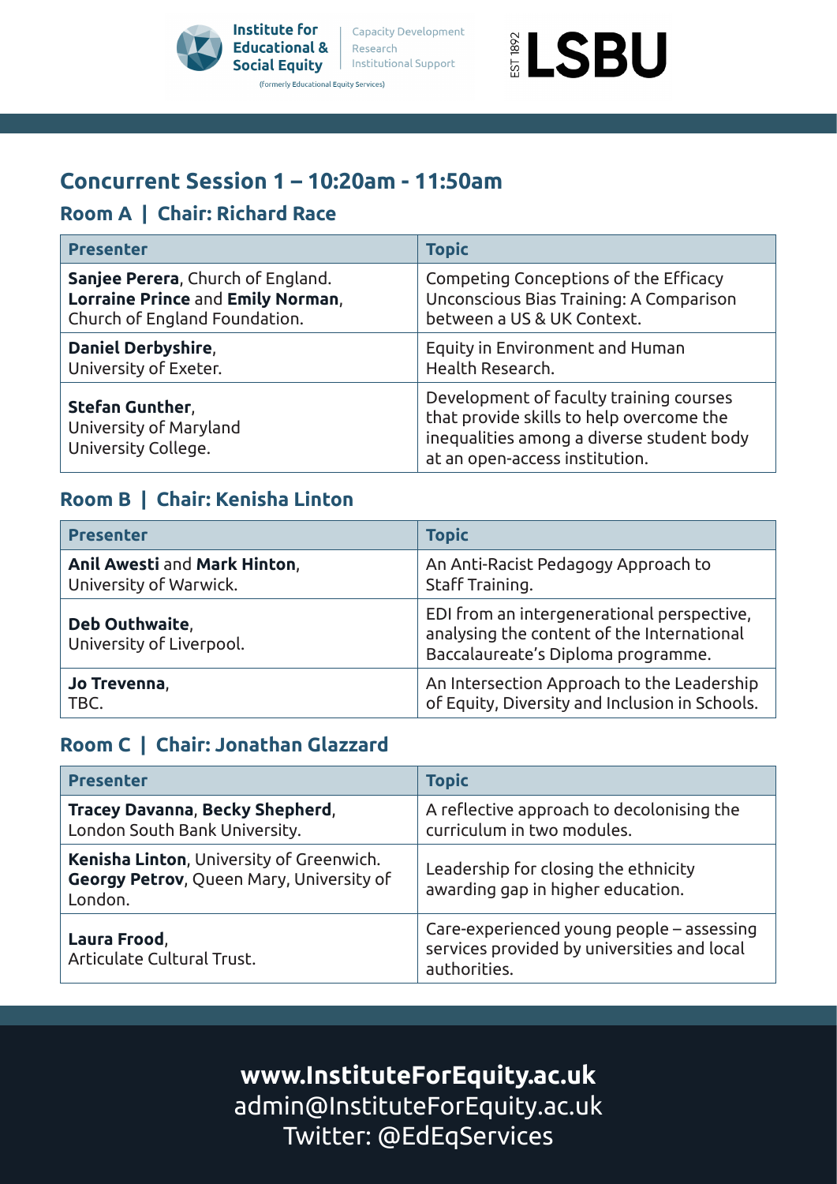## Concurrent Session 1 – 10:20am - 11:50am

### Room A | Chair: Richard Race

| Presenter | Topic |
|---|---|
| **Sanjee Perera**, Church of England. **Lorraine Prince** and **Emily Norman**, Church of England Foundation. | Competing Conceptions of the Efficacy Unconscious Bias Training: A Comparison between a US & UK Context. |
| **Daniel Derbyshire**, University of Exeter. | Equity in Environment and Human Health Research. |
| **Stefan Gunther**, University of Maryland University College. | Development of faculty training courses that provide skills to help overcome the inequalities among a diverse student body at an open-access institution. |

### Room B | Chair: Kenisha Linton

| Presenter | Topic |
|---|---|
| **Anil Awesti** and **Mark Hinton**, University of Warwick. | An Anti-Racist Pedagogy Approach to Staff Training. |
| **Deb Outhwaite**, University of Liverpool. | EDI from an intergenerational perspective, analysing the content of the International Baccalaureate's Diploma programme. |
| **Jo Trevenna**, TBC. | An Intersection Approach to the Leadership of Equity, Diversity and Inclusion in Schools. |

### Room C | Chair: Jonathan Glazzard

| Presenter | Topic |
|---|---|
| **Tracey Davanna**, **Becky Shepherd**, London South Bank University. | A reflective approach to decolonising the curriculum in two modules. |
| **Kenisha Linton**, University of Greenwich. **Georgy Petrov**, Queen Mary, University of London. | Leadership for closing the ethnicity awarding gap in higher education. |
| **Laura Frood**, Articulate Cultural Trust. | Care-experienced young people – assessing services provided by universities and local authorities. |

**www.InstituteForEquity.ac.uk**
admin@InstituteForEquity.ac.uk
Twitter: @EdEqServices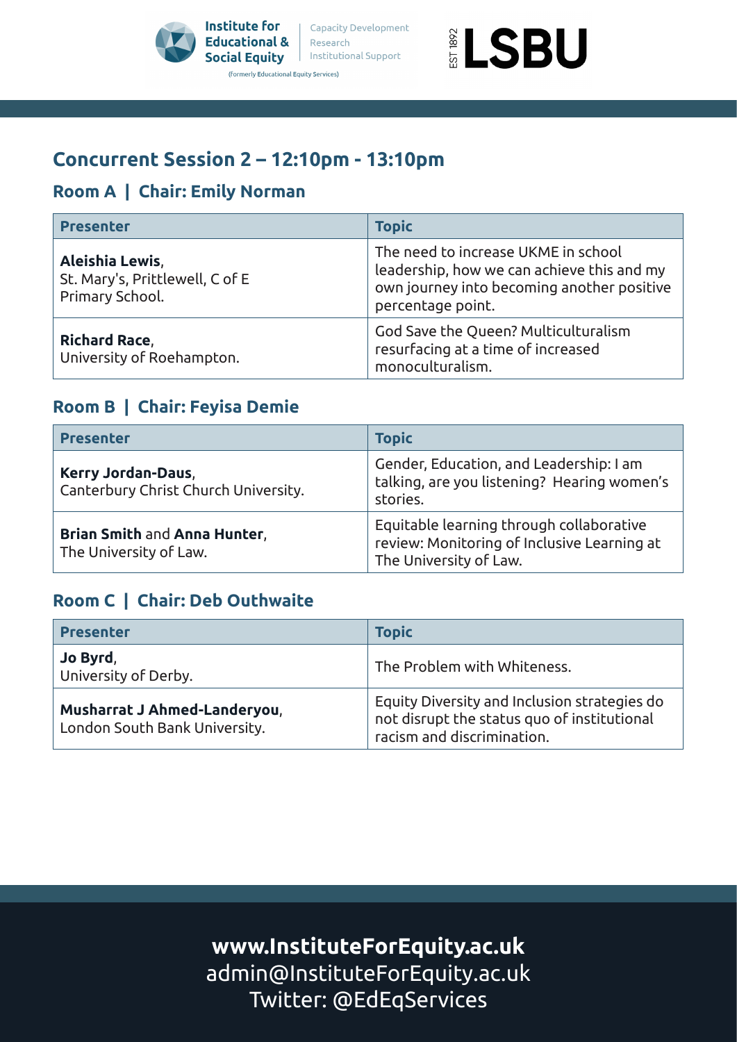## Concurrent Session 2 – 12:10pm - 13:10pm

### Room A | Chair: Emily Norman

| Presenter | Topic |
|---|---|
| **Aleishia Lewis**, St. Mary's, Prittlewell, C of E Primary School. | The need to increase UKME in school leadership, how we can achieve this and my own journey into becoming another positive percentage point. |
| **Richard Race**, University of Roehampton. | God Save the Queen? Multiculturalism resurfacing at a time of increased monoculturalism. |

### Room B | Chair: Feyisa Demie

| Presenter | Topic |
|---|---|
| **Kerry Jordan-Daus**, Canterbury Christ Church University. | Gender, Education, and Leadership: I am talking, are you listening? Hearing women's stories. |
| **Brian Smith** and **Anna Hunter**, The University of Law. | Equitable learning through collaborative review: Monitoring of Inclusive Learning at The University of Law. |

### Room C | Chair: Deb Outhwaite

| Presenter | Topic |
|---|---|
| **Jo Byrd**, University of Derby. | The Problem with Whiteness. |
| **Musharrat J Ahmed-Landeryou**, London South Bank University. | Equity Diversity and Inclusion strategies do not disrupt the status quo of institutional racism and discrimination. |

**www.InstituteForEquity.ac.uk**
admin@InstituteForEquity.ac.uk
Twitter: @EdEqServices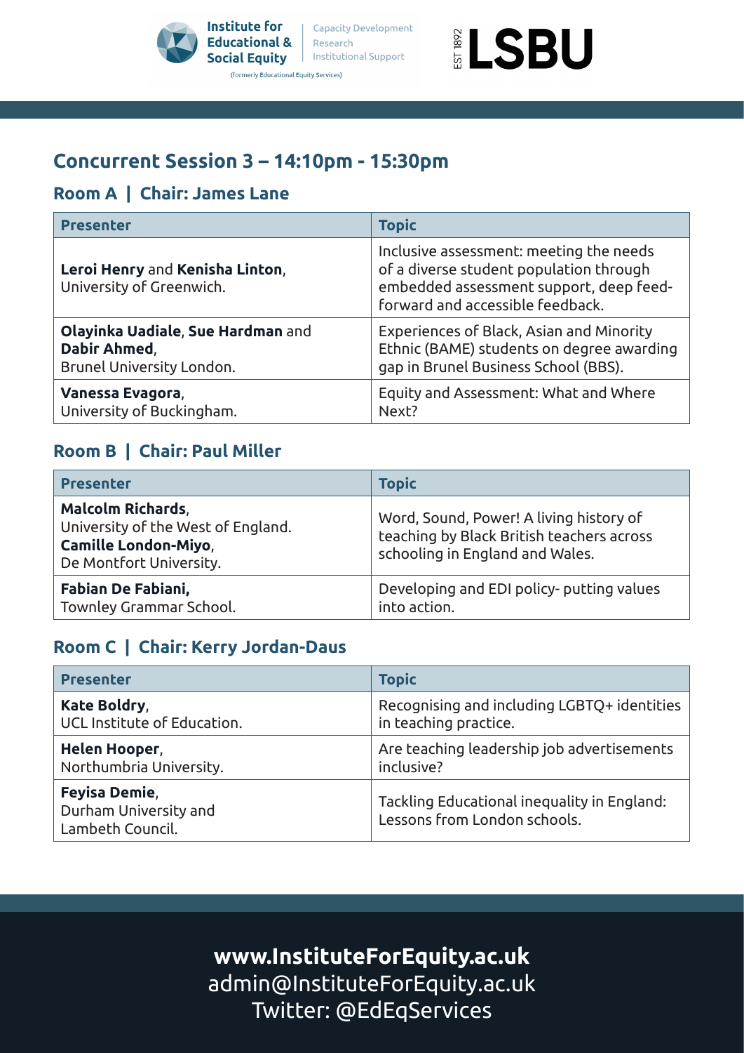## Concurrent Session 3 – 14:10pm - 15:30pm

### Room A | Chair: James Lane

| Presenter | Topic |
|---|---|
| **Leroi Henry** and **Kenisha Linton**, University of Greenwich. | Inclusive assessment: meeting the needs of a diverse student population through embedded assessment support, deep feed-forward and accessible feedback. |
| **Olayinka Uadiale**, **Sue Hardman** and **Dabir Ahmed**, Brunel University London. | Experiences of Black, Asian and Minority Ethnic (BAME) students on degree awarding gap in Brunel Business School (BBS). |
| **Vanessa Evagora**, University of Buckingham. | Equity and Assessment: What and Where Next? |

### Room B | Chair: Paul Miller

| Presenter | Topic |
|---|---|
| **Malcolm Richards**, University of the West of England. **Camille London-Miyo**, De Montfort University. | Word, Sound, Power! A living history of teaching by Black British teachers across schooling in England and Wales. |
| **Fabian De Fabiani,** Townley Grammar School. | Developing and EDI policy- putting values into action. |

### Room C | Chair: Kerry Jordan-Daus

| Presenter | Topic |
|---|---|
| **Kate Boldry**, UCL Institute of Education. | Recognising and including LGBTQ+ identities in teaching practice. |
| **Helen Hooper**, Northumbria University. | Are teaching leadership job advertisements inclusive? |
| **Feyisa Demie**, Durham University and Lambeth Council. | Tackling Educational inequality in England: Lessons from London schools. |

**www.InstituteForEquity.ac.uk**
admin@InstituteForEquity.ac.uk
Twitter: @EdEqServices